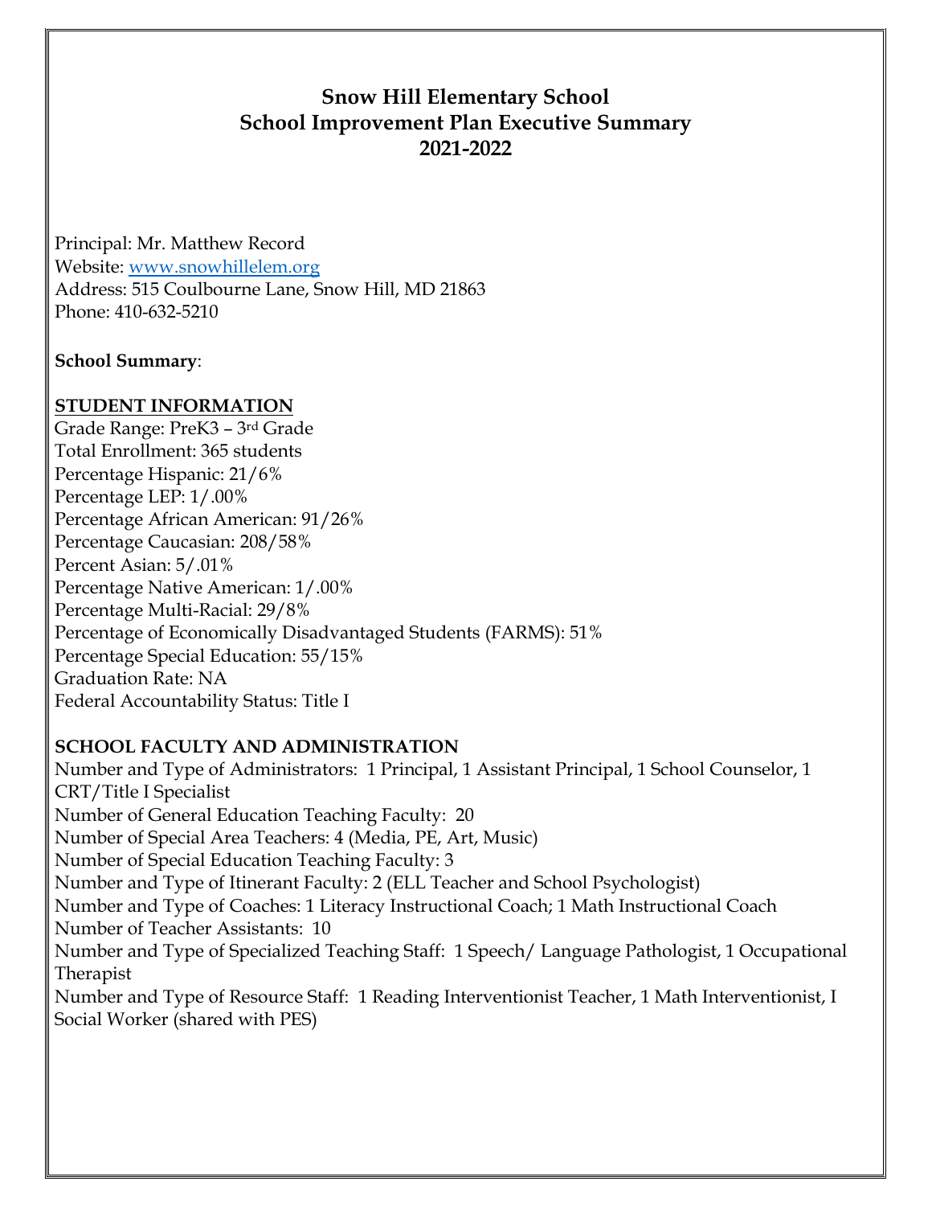# Snow Hill Elementary School
# School Improvement Plan Executive Summary
# 2021-2022

Principal: Mr. Matthew Record
Website: www.snowhillelem.org
Address: 515 Coulbourne Lane, Snow Hill, MD 21863
Phone: 410-632-5210

**School Summary**:

## STUDENT INFORMATION

Grade Range: PreK3 – 3rd Grade
Total Enrollment: 365 students
Percentage Hispanic: 21/6%
Percentage LEP: 1/.00%
Percentage African American: 91/26%
Percentage Caucasian: 208/58%
Percent Asian: 5/.01%
Percentage Native American: 1/.00%
Percentage Multi-Racial: 29/8%
Percentage of Economically Disadvantaged Students (FARMS): 51%
Percentage Special Education: 55/15%
Graduation Rate: NA
Federal Accountability Status: Title I

## SCHOOL FACULTY AND ADMINISTRATION

Number and Type of Administrators: 1 Principal, 1 Assistant Principal, 1 School Counselor, 1 CRT/Title I Specialist
Number of General Education Teaching Faculty: 20
Number of Special Area Teachers: 4 (Media, PE, Art, Music)
Number of Special Education Teaching Faculty: 3
Number and Type of Itinerant Faculty: 2 (ELL Teacher and School Psychologist)
Number and Type of Coaches: 1 Literacy Instructional Coach; 1 Math Instructional Coach
Number of Teacher Assistants: 10
Number and Type of Specialized Teaching Staff: 1 Speech/ Language Pathologist, 1 Occupational Therapist
Number and Type of Resource Staff: 1 Reading Interventionist Teacher, 1 Math Interventionist, I Social Worker (shared with PES)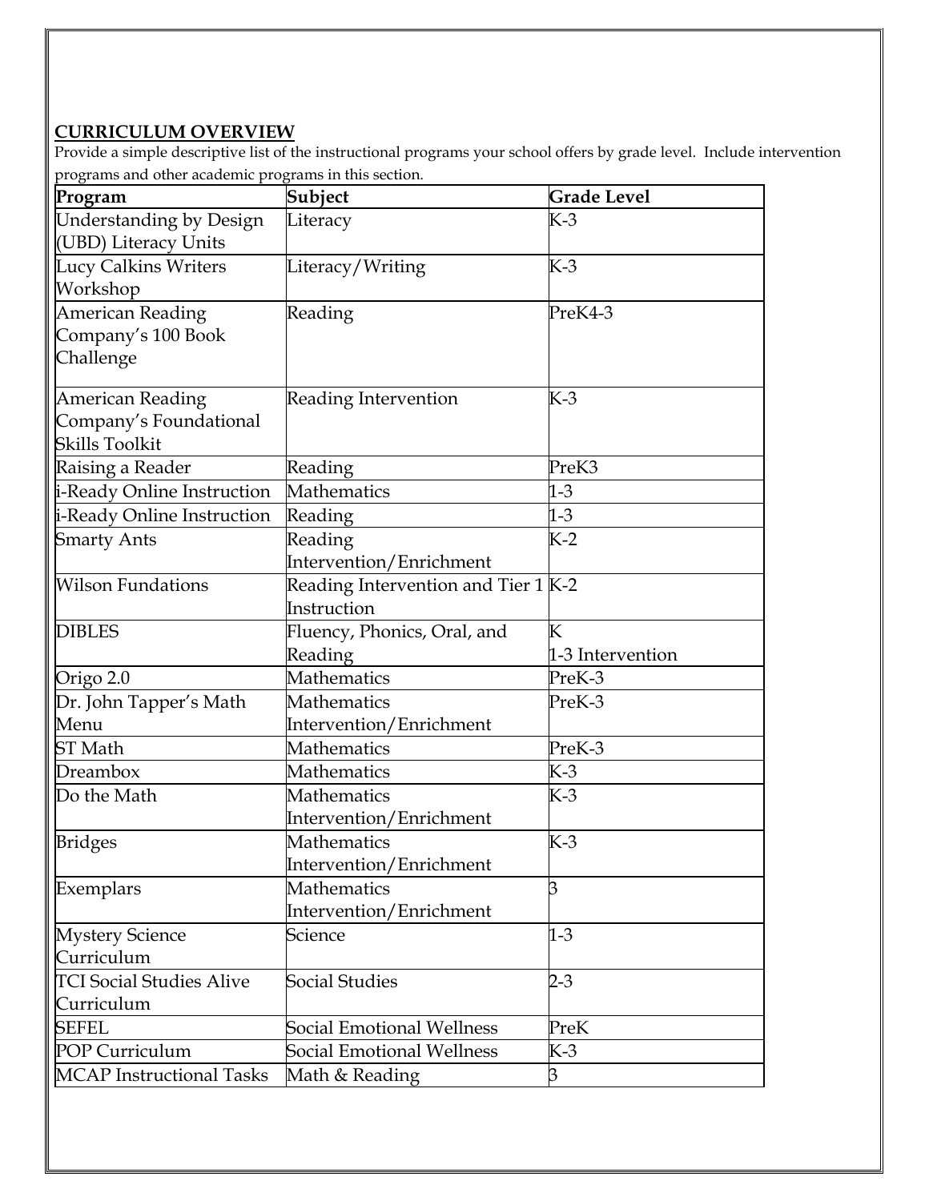## CURRICULUM OVERVIEW

Provide a simple descriptive list of the instructional programs your school offers by grade level. Include intervention programs and other academic programs in this section.

| Program | Subject | Grade Level |
|---|---|---|
| Understanding by Design (UBD) Literacy Units | Literacy | K-3 |
| Lucy Calkins Writers Workshop | Literacy/Writing | K-3 |
| American Reading Company's 100 Book Challenge | Reading | PreK4-3 |
| American Reading Company's Foundational Skills Toolkit | Reading Intervention | K-3 |
| Raising a Reader | Reading | PreK3 |
| i-Ready Online Instruction | Mathematics | 1-3 |
| i-Ready Online Instruction | Reading | 1-3 |
| Smarty Ants | Reading Intervention/Enrichment | K-2 |
| Wilson Fundations | Reading Intervention and Tier 1 Instruction | K-2 |
| DIBLES | Fluency, Phonics, Oral, and Reading | K<br>1-3 Intervention |
| Origo 2.0 | Mathematics | PreK-3 |
| Dr. John Tapper's Math Menu | Mathematics Intervention/Enrichment | PreK-3 |
| ST Math | Mathematics | PreK-3 |
| Dreambox | Mathematics | K-3 |
| Do the Math | Mathematics Intervention/Enrichment | K-3 |
| Bridges | Mathematics Intervention/Enrichment | K-3 |
| Exemplars | Mathematics Intervention/Enrichment | 3 |
| Mystery Science Curriculum | Science | 1-3 |
| TCI Social Studies Alive Curriculum | Social Studies | 2-3 |
| SEFEL | Social Emotional Wellness | PreK |
| POP Curriculum | Social Emotional Wellness | K-3 |
| MCAP Instructional Tasks | Math & Reading | 3 |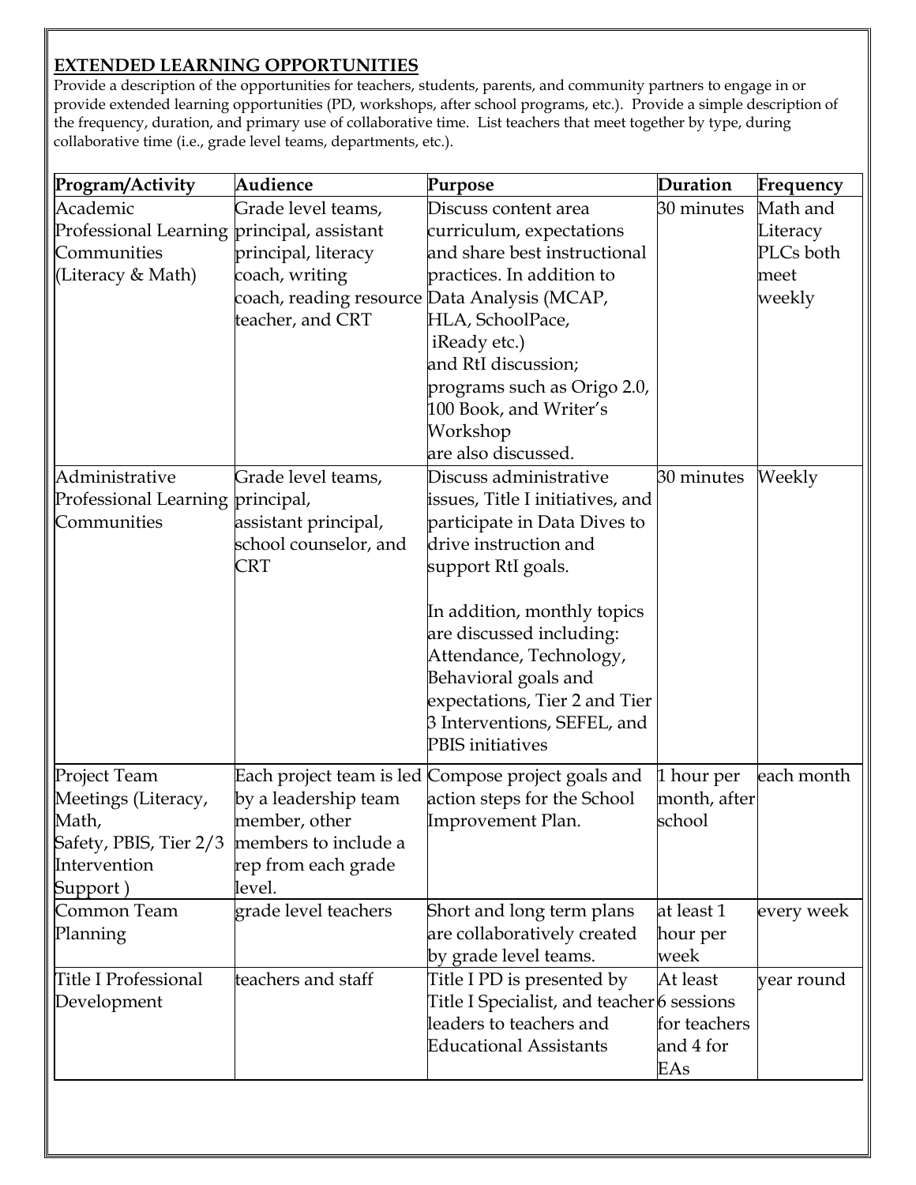## EXTENDED LEARNING OPPORTUNITIES

Provide a description of the opportunities for teachers, students, parents, and community partners to engage in or provide extended learning opportunities (PD, workshops, after school programs, etc.). Provide a simple description of the frequency, duration, and primary use of collaborative time. List teachers that meet together by type, during collaborative time (i.e., grade level teams, departments, etc.).

| Program/Activity | Audience | Purpose | Duration | Frequency |
|---|---|---|---|---|
| Academic Professional Learning Communities (Literacy & Math) | Grade level teams, principal, assistant principal, literacy coach, writing coach, reading resource teacher, and CRT | Discuss content area curriculum, expectations and share best instructional practices. In addition to Data Analysis (MCAP, HLA, SchoolPace, iReady etc.) and RtI discussion; programs such as Origo 2.0, 100 Book, and Writer's Workshop are also discussed. | 30 minutes | Math and Literacy PLCs both meet weekly |
| Administrative Professional Learning Communities | Grade level teams, principal, assistant principal, school counselor, and CRT | Discuss administrative issues, Title I initiatives, and participate in Data Dives to drive instruction and support RtI goals.<br><br>In addition, monthly topics are discussed including: Attendance, Technology, Behavioral goals and expectations, Tier 2 and Tier 3 Interventions, SEFEL, and PBIS initiatives | 30 minutes | Weekly |
| Project Team Meetings (Literacy, Math, Safety, PBIS, Tier 2/3 Intervention Support ) | Each project team is led by a leadership team member, other members to include a rep from each grade level. | Compose project goals and action steps for the School Improvement Plan. | 1 hour per month, after school | each month |
| Common Team Planning | grade level teachers | Short and long term plans are collaboratively created by grade level teams. | at least 1 hour per week | every week |
| Title I Professional Development | teachers and staff | Title I PD is presented by Title I Specialist, and teacher leaders to teachers and Educational Assistants | At least 6 sessions for teachers and 4 for EAs | year round |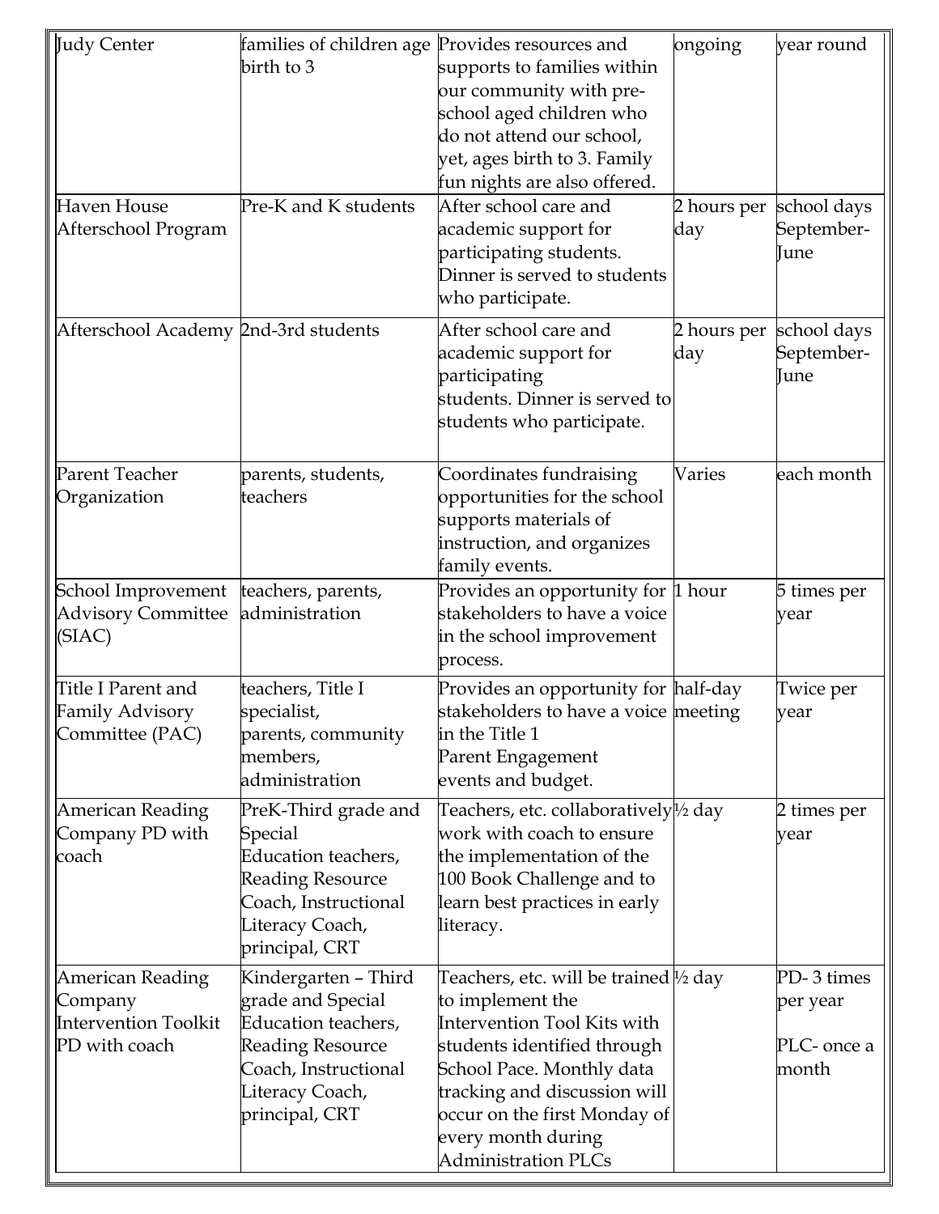| Judy Center | families of children age birth to 3 | Provides resources and supports to families within our community with pre-school aged children who do not attend our school, yet, ages birth to 3. Family fun nights are also offered. | ongoing | year round |
|---|---|---|---|---|
| Haven House Afterschool Program | Pre-K and K students | After school care and academic support for participating students. Dinner is served to students who participate. | 2 hours per day | school days September-June |
| Afterschool Academy | 2nd-3rd students | After school care and academic support for participating students. Dinner is served to students who participate. | 2 hours per day | school days September-June |
| Parent Teacher Organization | parents, students, teachers | Coordinates fundraising opportunities for the school supports materials of instruction, and organizes family events. | Varies | each month |
| School Improvement Advisory Committee (SIAC) | teachers, parents, administration | Provides an opportunity for stakeholders to have a voice in the school improvement process. | 1 hour | 5 times per year |
| Title I Parent and Family Advisory Committee (PAC) | teachers, Title I specialist, parents, community members, administration | Provides an opportunity for stakeholders to have a voice in the Title 1 Parent Engagement events and budget. | half-day meeting | Twice per year |
| American Reading Company PD with coach | PreK-Third grade and Special Education teachers, Reading Resource Coach, Instructional Literacy Coach, principal, CRT | Teachers, etc. collaboratively work with coach to ensure the implementation of the 100 Book Challenge and to learn best practices in early literacy. | ½ day | 2 times per year |
| American Reading Company Intervention Toolkit PD with coach | Kindergarten – Third grade and Special Education teachers, Reading Resource Coach, Instructional Literacy Coach, principal, CRT | Teachers, etc. will be trained to implement the Intervention Tool Kits with students identified through School Pace. Monthly data tracking and discussion will occur on the first Monday of every month during Administration PLCs | ½ day | PD- 3 times per year<br><br>PLC- once a month |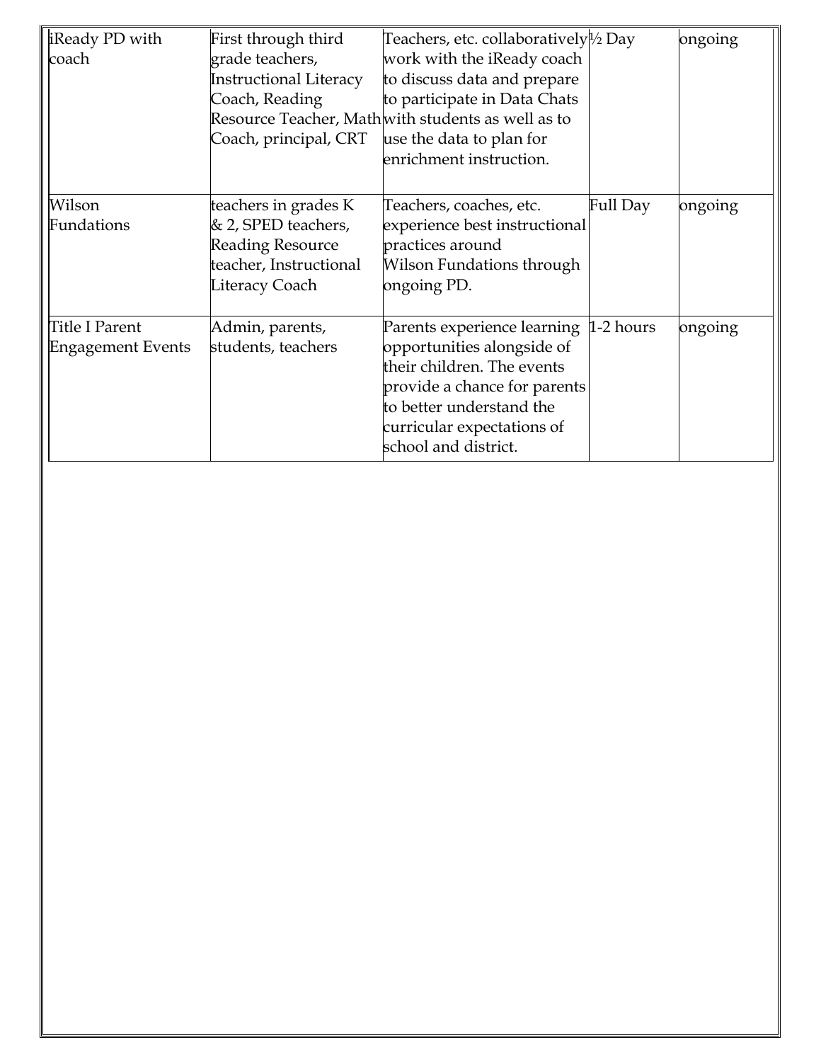| | | | | |
|---|---|---|---|---|
| iReady PD with coach | First through third grade teachers, Instructional Literacy Coach, Reading Resource Teacher, Math Coach, principal, CRT | Teachers, etc. collaboratively work with the iReady coach to discuss data and prepare to participate in Data Chats with students as well as to use the data to plan for enrichment instruction. | ½ Day | ongoing |
| Wilson Fundations | teachers in grades K & 2, SPED teachers, Reading Resource teacher, Instructional Literacy Coach | Teachers, coaches, etc. experience best instructional practices around Wilson Fundations through ongoing PD. | Full Day | ongoing |
| Title I Parent Engagement Events | Admin, parents, students, teachers | Parents experience learning opportunities alongside of their children. The events provide a chance for parents to better understand the curricular expectations of school and district. | 1-2 hours | ongoing |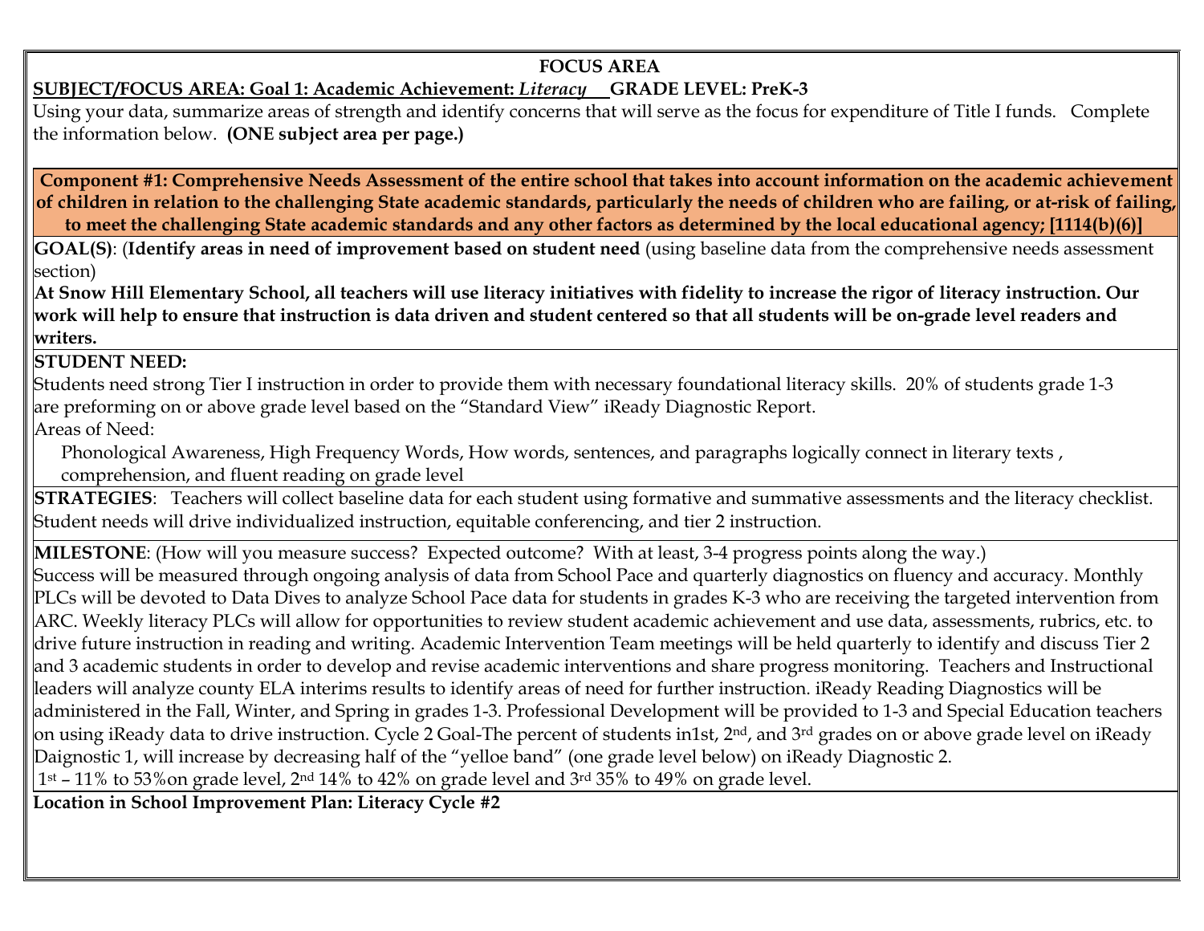## FOCUS AREA

**SUBJECT/FOCUS AREA: Goal 1: Academic Achievement: *Literacy* GRADE LEVEL: PreK-3**

Using your data, summarize areas of strength and identify concerns that will serve as the focus for expenditure of Title I funds. Complete the information below. **(ONE subject area per page.)**

**Component #1: Comprehensive Needs Assessment of the entire school that takes into account information on the academic achievement of children in relation to the challenging State academic standards, particularly the needs of children who are failing, or at-risk of failing, to meet the challenging State academic standards and any other factors as determined by the local educational agency; [1114(b)(6)]**

**GOAL(S)**: (**Identify areas in need of improvement based on student need** (using baseline data from the comprehensive needs assessment section)

**At Snow Hill Elementary School, all teachers will use literacy initiatives with fidelity to increase the rigor of literacy instruction. Our work will help to ensure that instruction is data driven and student centered so that all students will be on-grade level readers and writers.**

**STUDENT NEED:**

Students need strong Tier I instruction in order to provide them with necessary foundational literacy skills. 20% of students grade 1-3 are preforming on or above grade level based on the "Standard View" iReady Diagnostic Report.

Areas of Need:

Phonological Awareness, High Frequency Words, How words, sentences, and paragraphs logically connect in literary texts , comprehension, and fluent reading on grade level

**STRATEGIES**: Teachers will collect baseline data for each student using formative and summative assessments and the literacy checklist. Student needs will drive individualized instruction, equitable conferencing, and tier 2 instruction.

**MILESTONE**: (How will you measure success? Expected outcome? With at least, 3-4 progress points along the way.)

Success will be measured through ongoing analysis of data from School Pace and quarterly diagnostics on fluency and accuracy. Monthly PLCs will be devoted to Data Dives to analyze School Pace data for students in grades K-3 who are receiving the targeted intervention from ARC. Weekly literacy PLCs will allow for opportunities to review student academic achievement and use data, assessments, rubrics, etc. to drive future instruction in reading and writing. Academic Intervention Team meetings will be held quarterly to identify and discuss Tier 2 and 3 academic students in order to develop and revise academic interventions and share progress monitoring. Teachers and Instructional leaders will analyze county ELA interims results to identify areas of need for further instruction. iReady Reading Diagnostics will be administered in the Fall, Winter, and Spring in grades 1-3. Professional Development will be provided to 1-3 and Special Education teachers on using iReady data to drive instruction. Cycle 2 Goal-The percent of students in1st, 2nd, and 3rd grades on or above grade level on iReady Daignostic 1, will increase by decreasing half of the "yelloe band" (one grade level below) on iReady Diagnostic 2.

1st – 11% to 53%on grade level, 2nd 14% to 42% on grade level and 3rd 35% to 49% on grade level.

**Location in School Improvement Plan: Literacy Cycle #2**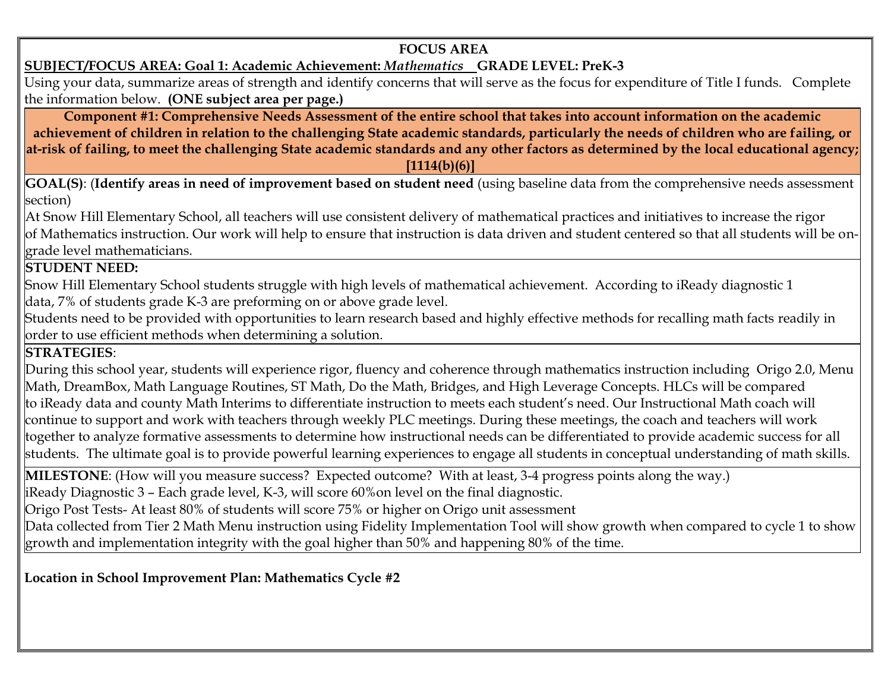## FOCUS AREA

**SUBJECT/FOCUS AREA: Goal 1: Academic Achievement: *Mathematics*   GRADE LEVEL: PreK-3**

Using your data, summarize areas of strength and identify concerns that will serve as the focus for expenditure of Title I funds. Complete the information below. **(ONE subject area per page.)**

**Component #1: Comprehensive Needs Assessment of the entire school that takes into account information on the academic achievement of children in relation to the challenging State academic standards, particularly the needs of children who are failing, or at-risk of failing, to meet the challenging State academic standards and any other factors as determined by the local educational agency; [1114(b)(6)]**

**GOAL(S)**: (**Identify areas in need of improvement based on student need** (using baseline data from the comprehensive needs assessment section)

At Snow Hill Elementary School, all teachers will use consistent delivery of mathematical practices and initiatives to increase the rigor of Mathematics instruction. Our work will help to ensure that instruction is data driven and student centered so that all students will be on-grade level mathematicians.

**STUDENT NEED:**

Snow Hill Elementary School students struggle with high levels of mathematical achievement. According to iReady diagnostic 1 data, 7% of students grade K-3 are preforming on or above grade level.

Students need to be provided with opportunities to learn research based and highly effective methods for recalling math facts readily in order to use efficient methods when determining a solution.

**STRATEGIES**:

During this school year, students will experience rigor, fluency and coherence through mathematics instruction including Origo 2.0, Menu Math, DreamBox, Math Language Routines, ST Math, Do the Math, Bridges, and High Leverage Concepts. HLCs will be compared to iReady data and county Math Interims to differentiate instruction to meets each student's need. Our Instructional Math coach will continue to support and work with teachers through weekly PLC meetings. During these meetings, the coach and teachers will work together to analyze formative assessments to determine how instructional needs can be differentiated to provide academic success for all students. The ultimate goal is to provide powerful learning experiences to engage all students in conceptual understanding of math skills.

**MILESTONE**: (How will you measure success? Expected outcome? With at least, 3-4 progress points along the way.)

iReady Diagnostic 3 – Each grade level, K-3, will score 60%on level on the final diagnostic.

Origo Post Tests- At least 80% of students will score 75% or higher on Origo unit assessment

Data collected from Tier 2 Math Menu instruction using Fidelity Implementation Tool will show growth when compared to cycle 1 to show growth and implementation integrity with the goal higher than 50% and happening 80% of the time.

**Location in School Improvement Plan: Mathematics Cycle #2**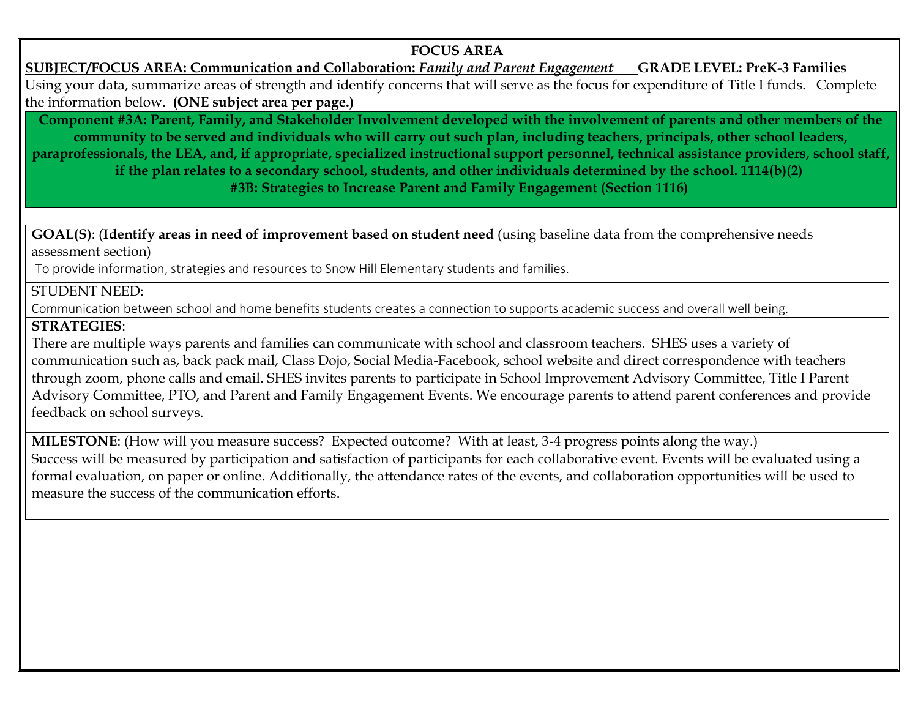## FOCUS AREA

**SUBJECT/FOCUS AREA: Communication and Collaboration: *Family and Parent Engagement*** **GRADE LEVEL: PreK-3 Families**

Using your data, summarize areas of strength and identify concerns that will serve as the focus for expenditure of Title I funds. Complete the information below. **(ONE subject area per page.)**

**Component #3A: Parent, Family, and Stakeholder Involvement developed with the involvement of parents and other members of the community to be served and individuals who will carry out such plan, including teachers, principals, other school leaders, paraprofessionals, the LEA, and, if appropriate, specialized instructional support personnel, technical assistance providers, school staff, if the plan relates to a secondary school, students, and other individuals determined by the school. 1114(b)(2)**

**#3B: Strategies to Increase Parent and Family Engagement (Section 1116)**

**GOAL(S)**: (**Identify areas in need of improvement based on student need** (using baseline data from the comprehensive needs assessment section)

To provide information, strategies and resources to Snow Hill Elementary students and families.

STUDENT NEED:

Communication between school and home benefits students creates a connection to supports academic success and overall well being.

**STRATEGIES**:

There are multiple ways parents and families can communicate with school and classroom teachers. SHES uses a variety of communication such as, back pack mail, Class Dojo, Social Media-Facebook, school website and direct correspondence with teachers through zoom, phone calls and email. SHES invites parents to participate in School Improvement Advisory Committee, Title I Parent Advisory Committee, PTO, and Parent and Family Engagement Events. We encourage parents to attend parent conferences and provide feedback on school surveys.

**MILESTONE**: (How will you measure success? Expected outcome? With at least, 3-4 progress points along the way.)

Success will be measured by participation and satisfaction of participants for each collaborative event. Events will be evaluated using a formal evaluation, on paper or online. Additionally, the attendance rates of the events, and collaboration opportunities will be used to measure the success of the communication efforts.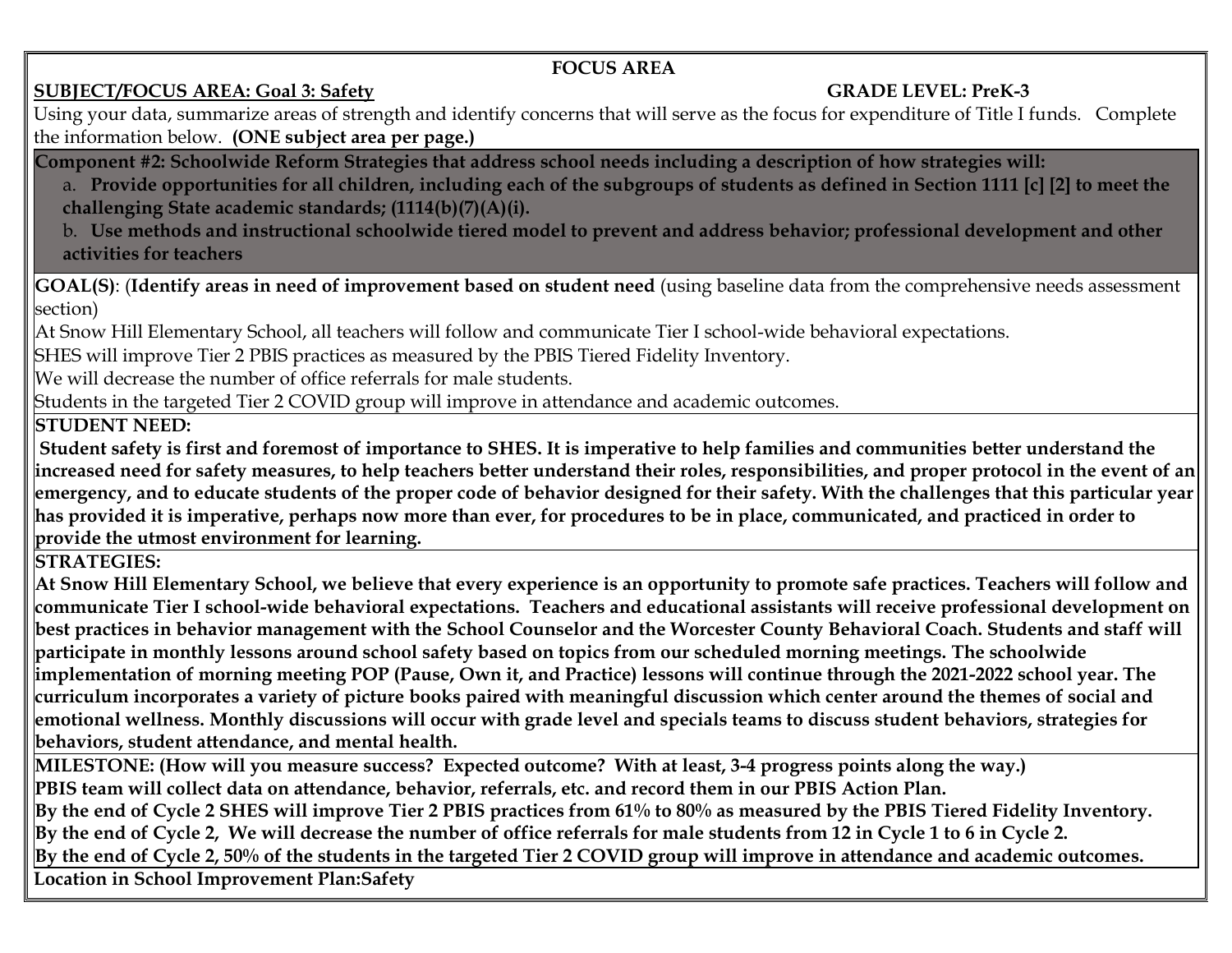**FOCUS AREA**

**SUBJECT/FOCUS AREA: Goal 3: Safety** **GRADE LEVEL: PreK-3**

Using your data, summarize areas of strength and identify concerns that will serve as the focus for expenditure of Title I funds. Complete the information below. **(ONE subject area per page.)**

**Component #2: Schoolwide Reform Strategies that address school needs including a description of how strategies will:**

a. **Provide opportunities for all children, including each of the subgroups of students as defined in Section 1111 [c] [2] to meet the challenging State academic standards; (1114(b)(7)(A)(i).**

b. **Use methods and instructional schoolwide tiered model to prevent and address behavior; professional development and other activities for teachers**

**GOAL(S)**: (**Identify areas in need of improvement based on student need** (using baseline data from the comprehensive needs assessment section)

At Snow Hill Elementary School, all teachers will follow and communicate Tier I school-wide behavioral expectations.

SHES will improve Tier 2 PBIS practices as measured by the PBIS Tiered Fidelity Inventory.

We will decrease the number of office referrals for male students.

Students in the targeted Tier 2 COVID group will improve in attendance and academic outcomes.

**STUDENT NEED:**

**Student safety is first and foremost of importance to SHES. It is imperative to help families and communities better understand the increased need for safety measures, to help teachers better understand their roles, responsibilities, and proper protocol in the event of an emergency, and to educate students of the proper code of behavior designed for their safety. With the challenges that this particular year has provided it is imperative, perhaps now more than ever, for procedures to be in place, communicated, and practiced in order to provide the utmost environment for learning.**

**STRATEGIES:**

**At Snow Hill Elementary School, we believe that every experience is an opportunity to promote safe practices. Teachers will follow and communicate Tier I school-wide behavioral expectations. Teachers and educational assistants will receive professional development on best practices in behavior management with the School Counselor and the Worcester County Behavioral Coach. Students and staff will participate in monthly lessons around school safety based on topics from our scheduled morning meetings. The schoolwide implementation of morning meeting POP (Pause, Own it, and Practice) lessons will continue through the 2021-2022 school year. The curriculum incorporates a variety of picture books paired with meaningful discussion which center around the themes of social and emotional wellness. Monthly discussions will occur with grade level and specials teams to discuss student behaviors, strategies for behaviors, student attendance, and mental health.**

**MILESTONE: (How will you measure success? Expected outcome? With at least, 3-4 progress points along the way.)**

**PBIS team will collect data on attendance, behavior, referrals, etc. and record them in our PBIS Action Plan.**

**By the end of Cycle 2 SHES will improve Tier 2 PBIS practices from 61% to 80% as measured by the PBIS Tiered Fidelity Inventory.**

**By the end of Cycle 2, We will decrease the number of office referrals for male students from 12 in Cycle 1 to 6 in Cycle 2.**

**By the end of Cycle 2, 50% of the students in the targeted Tier 2 COVID group will improve in attendance and academic outcomes.**

**Location in School Improvement Plan:Safety**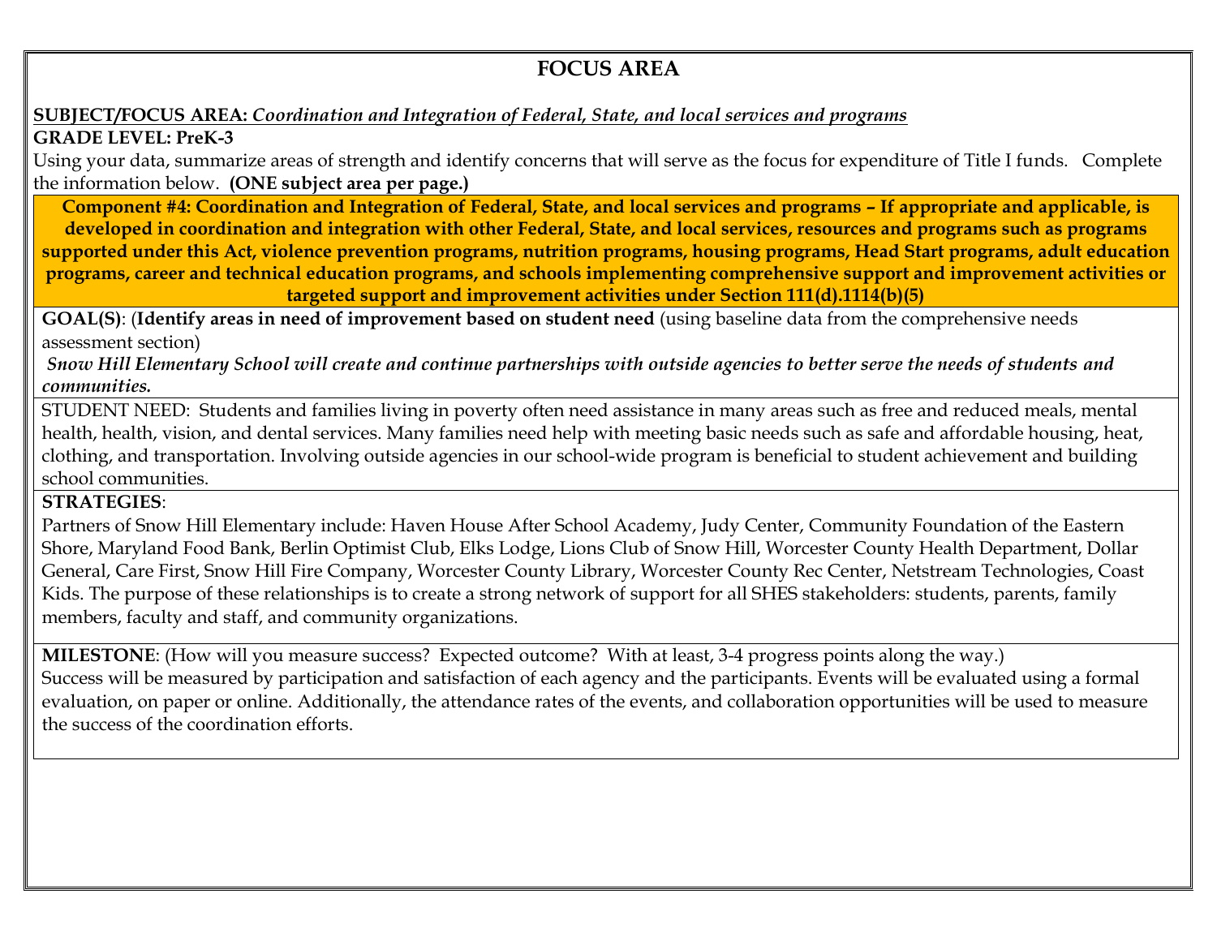## FOCUS AREA

**SUBJECT/FOCUS AREA:** ***Coordination and Integration of Federal, State, and local services and programs***

**GRADE LEVEL: PreK-3**

Using your data, summarize areas of strength and identify concerns that will serve as the focus for expenditure of Title I funds. Complete the information below. **(ONE subject area per page.)**

**Component #4: Coordination and Integration of Federal, State, and local services and programs – If appropriate and applicable, is developed in coordination and integration with other Federal, State, and local services, resources and programs such as programs supported under this Act, violence prevention programs, nutrition programs, housing programs, Head Start programs, adult education programs, career and technical education programs, and schools implementing comprehensive support and improvement activities or targeted support and improvement activities under Section 111(d).1114(b)(5)**

**GOAL(S)**: (**Identify areas in need of improvement based on student need** (using baseline data from the comprehensive needs assessment section)

***Snow Hill Elementary School will create and continue partnerships with outside agencies to better serve the needs of students and communities.***

STUDENT NEED: Students and families living in poverty often need assistance in many areas such as free and reduced meals, mental health, health, vision, and dental services. Many families need help with meeting basic needs such as safe and affordable housing, heat, clothing, and transportation. Involving outside agencies in our school-wide program is beneficial to student achievement and building school communities.

**STRATEGIES**:

Partners of Snow Hill Elementary include: Haven House After School Academy, Judy Center, Community Foundation of the Eastern Shore, Maryland Food Bank, Berlin Optimist Club, Elks Lodge, Lions Club of Snow Hill, Worcester County Health Department, Dollar General, Care First, Snow Hill Fire Company, Worcester County Library, Worcester County Rec Center, Netstream Technologies, Coast Kids. The purpose of these relationships is to create a strong network of support for all SHES stakeholders: students, parents, family members, faculty and staff, and community organizations.

**MILESTONE**: (How will you measure success? Expected outcome? With at least, 3-4 progress points along the way.)

Success will be measured by participation and satisfaction of each agency and the participants. Events will be evaluated using a formal evaluation, on paper or online. Additionally, the attendance rates of the events, and collaboration opportunities will be used to measure the success of the coordination efforts.